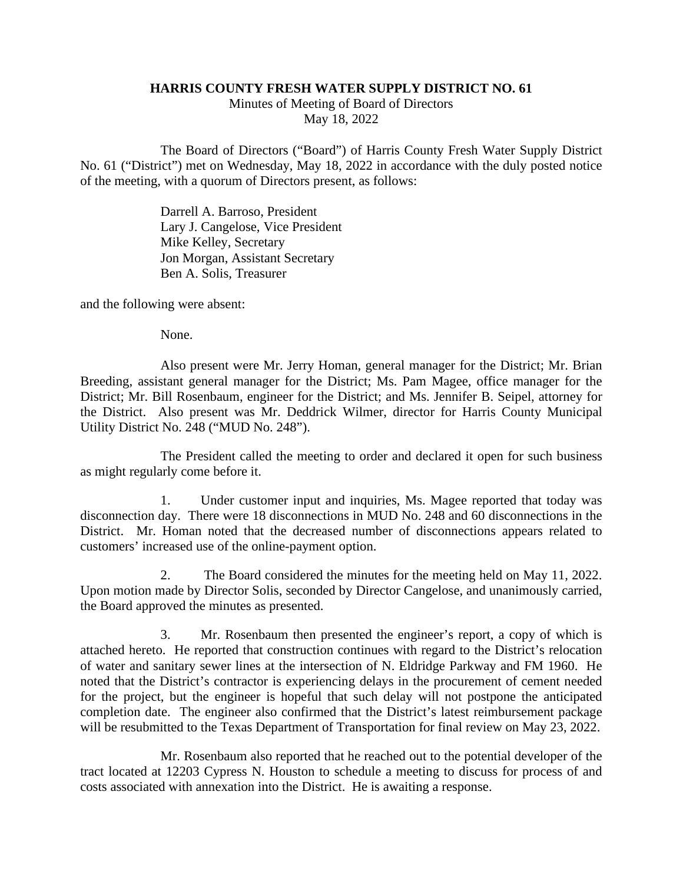**HARRIS COUNTY FRESH WATER SUPPLY DISTRICT NO. 61**

Minutes of Meeting of Board of Directors

May 18, 2022

The Board of Directors ("Board") of Harris County Fresh Water Supply District No. 61 ("District") met on Wednesday, May 18, 2022 in accordance with the duly posted notice of the meeting, with a quorum of Directors present, as follows:

Darrell A. Barroso, President
Lary J. Cangelose, Vice President
Mike Kelley, Secretary
Jon Morgan, Assistant Secretary
Ben A. Solis, Treasurer

and the following were absent:

None.

Also present were Mr. Jerry Homan, general manager for the District; Mr. Brian Breeding, assistant general manager for the District; Ms. Pam Magee, office manager for the District; Mr. Bill Rosenbaum, engineer for the District; and Ms. Jennifer B. Seipel, attorney for the District. Also present was Mr. Deddrick Wilmer, director for Harris County Municipal Utility District No. 248 ("MUD No. 248").

The President called the meeting to order and declared it open for such business as might regularly come before it.

1. Under customer input and inquiries, Ms. Magee reported that today was disconnection day. There were 18 disconnections in MUD No. 248 and 60 disconnections in the District. Mr. Homan noted that the decreased number of disconnections appears related to customers' increased use of the online-payment option.

2. The Board considered the minutes for the meeting held on May 11, 2022. Upon motion made by Director Solis, seconded by Director Cangelose, and unanimously carried, the Board approved the minutes as presented.

3. Mr. Rosenbaum then presented the engineer's report, a copy of which is attached hereto. He reported that construction continues with regard to the District's relocation of water and sanitary sewer lines at the intersection of N. Eldridge Parkway and FM 1960. He noted that the District's contractor is experiencing delays in the procurement of cement needed for the project, but the engineer is hopeful that such delay will not postpone the anticipated completion date. The engineer also confirmed that the District's latest reimbursement package will be resubmitted to the Texas Department of Transportation for final review on May 23, 2022.

Mr. Rosenbaum also reported that he reached out to the potential developer of the tract located at 12203 Cypress N. Houston to schedule a meeting to discuss for process of and costs associated with annexation into the District. He is awaiting a response.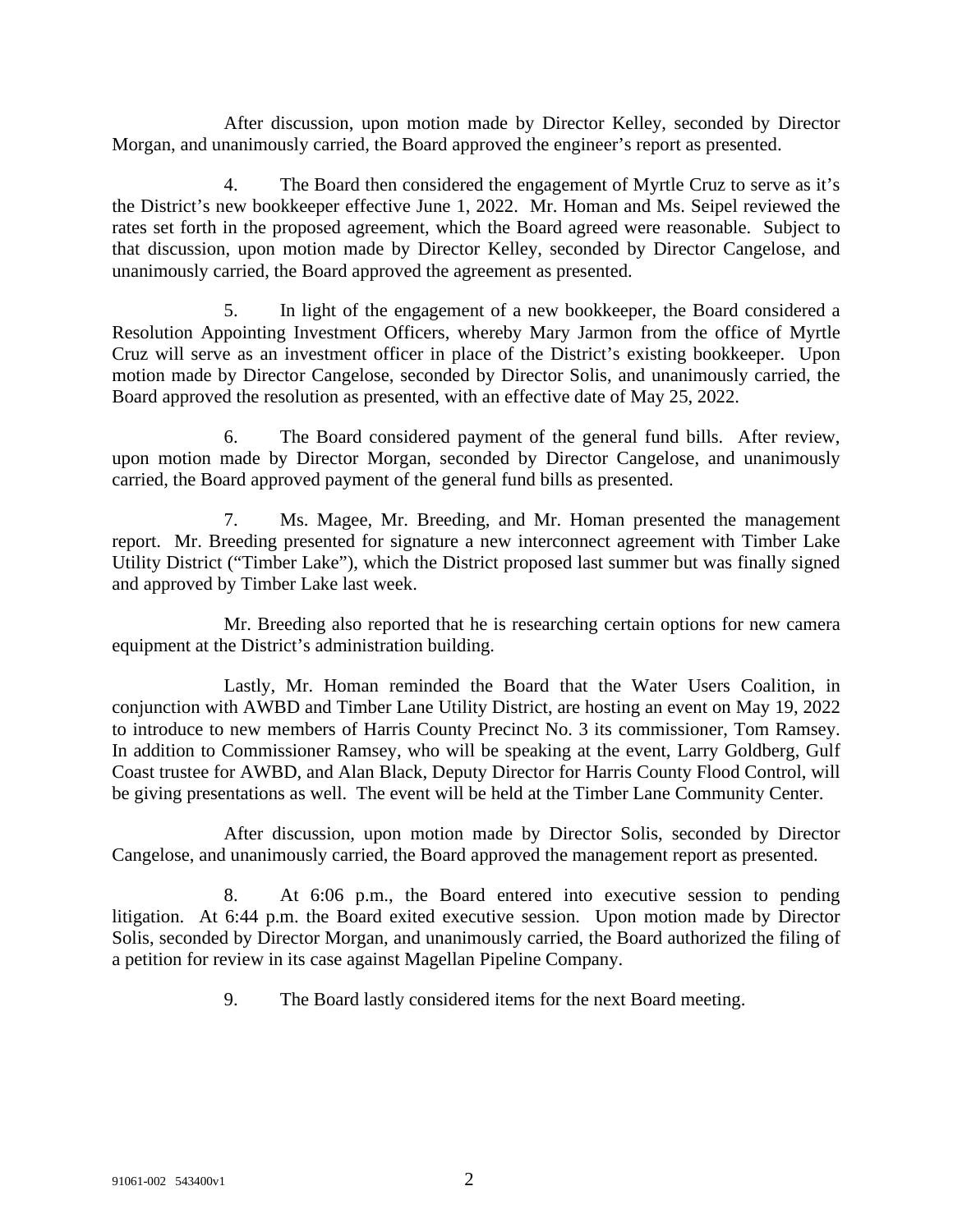After discussion, upon motion made by Director Kelley, seconded by Director Morgan, and unanimously carried, the Board approved the engineer's report as presented.

4. The Board then considered the engagement of Myrtle Cruz to serve as it's the District's new bookkeeper effective June 1, 2022. Mr. Homan and Ms. Seipel reviewed the rates set forth in the proposed agreement, which the Board agreed were reasonable. Subject to that discussion, upon motion made by Director Kelley, seconded by Director Cangelose, and unanimously carried, the Board approved the agreement as presented.

5. In light of the engagement of a new bookkeeper, the Board considered a Resolution Appointing Investment Officers, whereby Mary Jarmon from the office of Myrtle Cruz will serve as an investment officer in place of the District's existing bookkeeper. Upon motion made by Director Cangelose, seconded by Director Solis, and unanimously carried, the Board approved the resolution as presented, with an effective date of May 25, 2022.

6. The Board considered payment of the general fund bills. After review, upon motion made by Director Morgan, seconded by Director Cangelose, and unanimously carried, the Board approved payment of the general fund bills as presented.

7. Ms. Magee, Mr. Breeding, and Mr. Homan presented the management report. Mr. Breeding presented for signature a new interconnect agreement with Timber Lake Utility District ("Timber Lake"), which the District proposed last summer but was finally signed and approved by Timber Lake last week.

Mr. Breeding also reported that he is researching certain options for new camera equipment at the District's administration building.

Lastly, Mr. Homan reminded the Board that the Water Users Coalition, in conjunction with AWBD and Timber Lane Utility District, are hosting an event on May 19, 2022 to introduce to new members of Harris County Precinct No. 3 its commissioner, Tom Ramsey. In addition to Commissioner Ramsey, who will be speaking at the event, Larry Goldberg, Gulf Coast trustee for AWBD, and Alan Black, Deputy Director for Harris County Flood Control, will be giving presentations as well. The event will be held at the Timber Lane Community Center.

After discussion, upon motion made by Director Solis, seconded by Director Cangelose, and unanimously carried, the Board approved the management report as presented.

8. At 6:06 p.m., the Board entered into executive session to pending litigation. At 6:44 p.m. the Board exited executive session. Upon motion made by Director Solis, seconded by Director Morgan, and unanimously carried, the Board authorized the filing of a petition for review in its case against Magellan Pipeline Company.

9. The Board lastly considered items for the next Board meeting.

91061-002 543400v1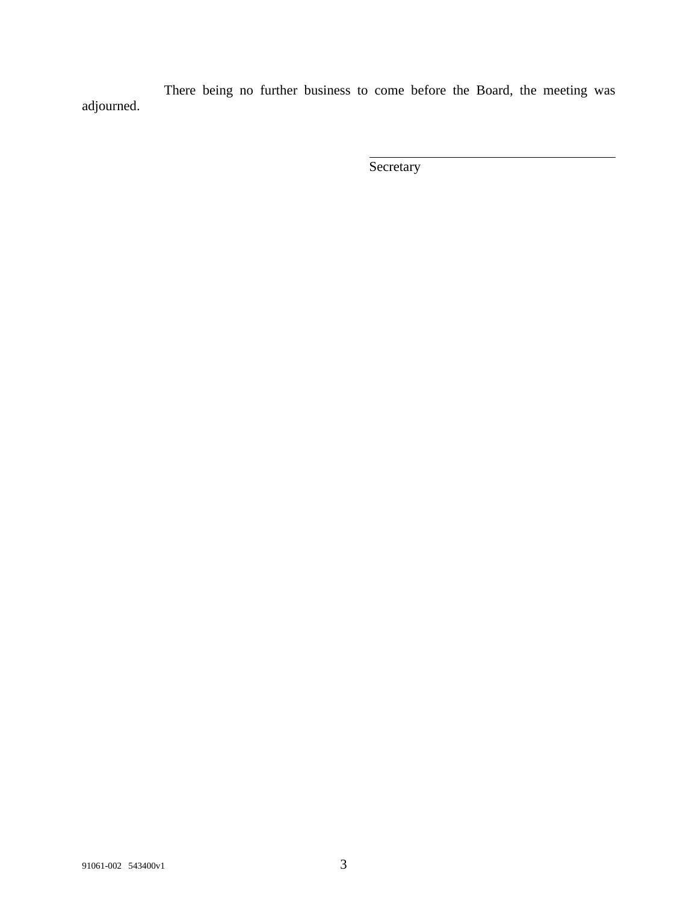There being no further business to come before the Board, the meeting was adjourned.

\_\_\_\_\_\_\_\_\_\_\_\_\_\_\_\_\_\_\_\_\_\_\_\_\_\_\_\_\_\_\_\_\_\_\_\_\_\_

Secretary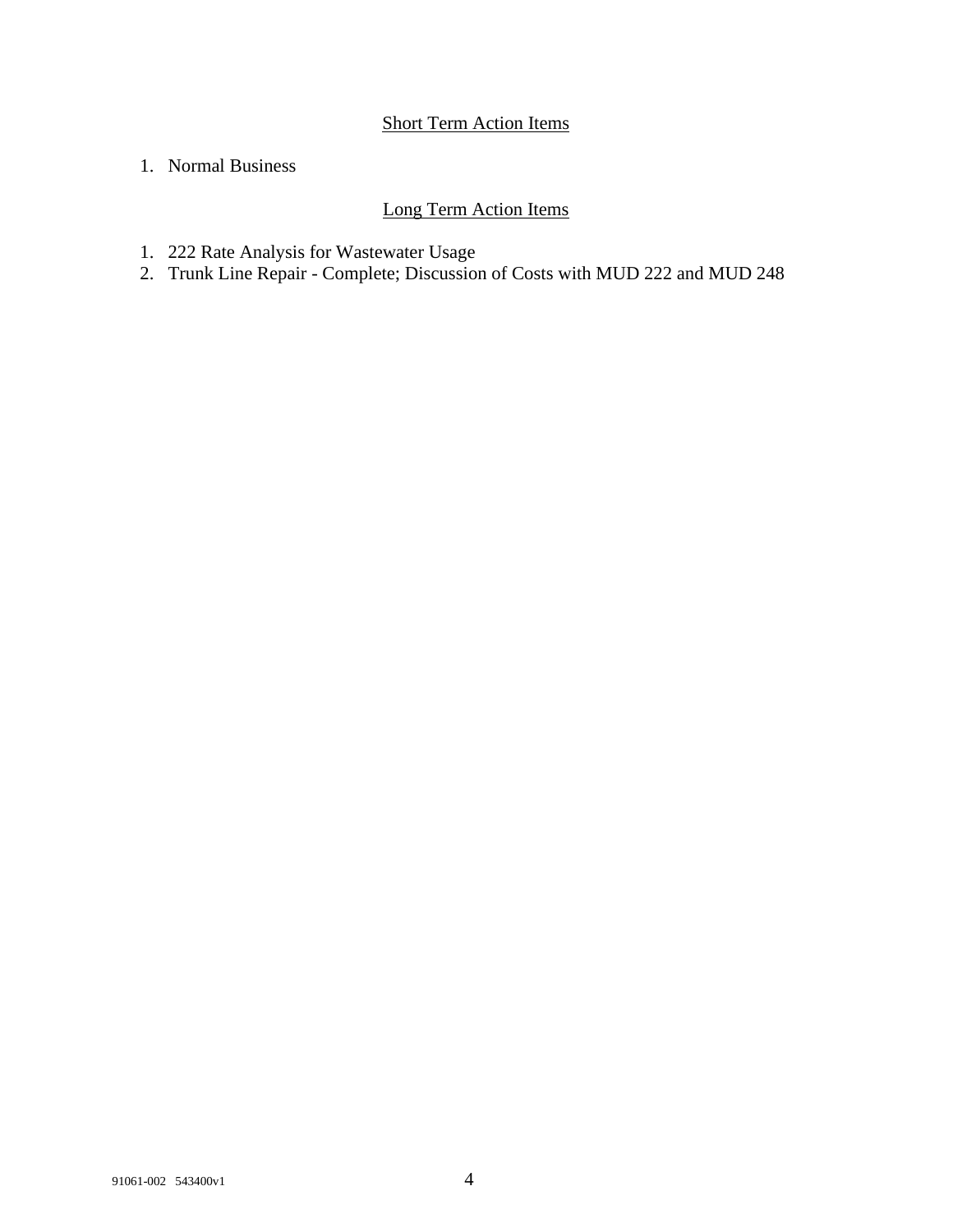## Short Term Action Items

1. Normal Business

## Long Term Action Items

1. 222 Rate Analysis for Wastewater Usage
2. Trunk Line Repair - Complete; Discussion of Costs with MUD 222 and MUD 248

91061-002 543400v1